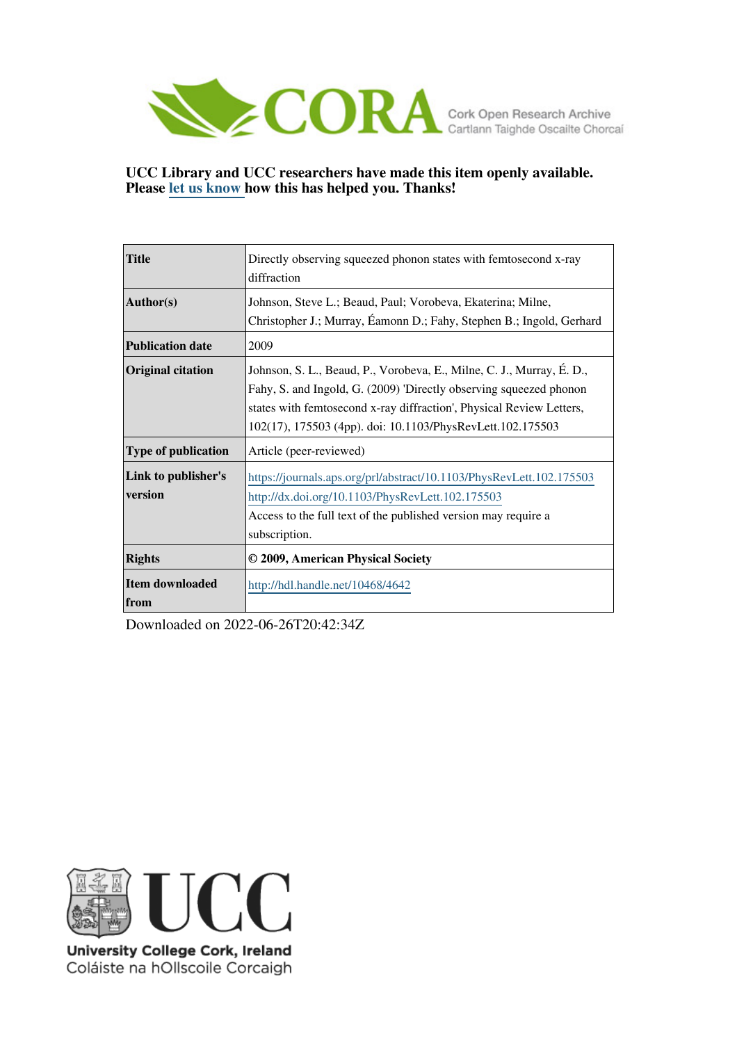CORA Cork Open Research Archive
Cartlann Taighde Oscailte Chorcaí

**UCC Library and UCC researchers have made this item openly available. Please let us know how this has helped you. Thanks!**

| | |
|---|---|
| **Title** | Directly observing squeezed phonon states with femtosecond x-ray diffraction |
| **Author(s)** | Johnson, Steve L.; Beaud, Paul; Vorobeva, Ekaterina; Milne, Christopher J.; Murray, Éamonn D.; Fahy, Stephen B.; Ingold, Gerhard |
| **Publication date** | 2009 |
| **Original citation** | Johnson, S. L., Beaud, P., Vorobeva, E., Milne, C. J., Murray, É. D., Fahy, S. and Ingold, G. (2009) 'Directly observing squeezed phonon states with femtosecond x-ray diffraction', Physical Review Letters, 102(17), 175503 (4pp). doi: 10.1103/PhysRevLett.102.175503 |
| **Type of publication** | Article (peer-reviewed) |
| **Link to publisher's version** | https://journals.aps.org/prl/abstract/10.1103/PhysRevLett.102.175503 http://dx.doi.org/10.1103/PhysRevLett.102.175503 Access to the full text of the published version may require a subscription. |
| **Rights** | **© 2009, American Physical Society** |
| **Item downloaded from** | http://hdl.handle.net/10468/4642 |

Downloaded on 2022-06-26T20:42:34Z

UCC
University College Cork, Ireland
Coláiste na hOllscoile Corcaigh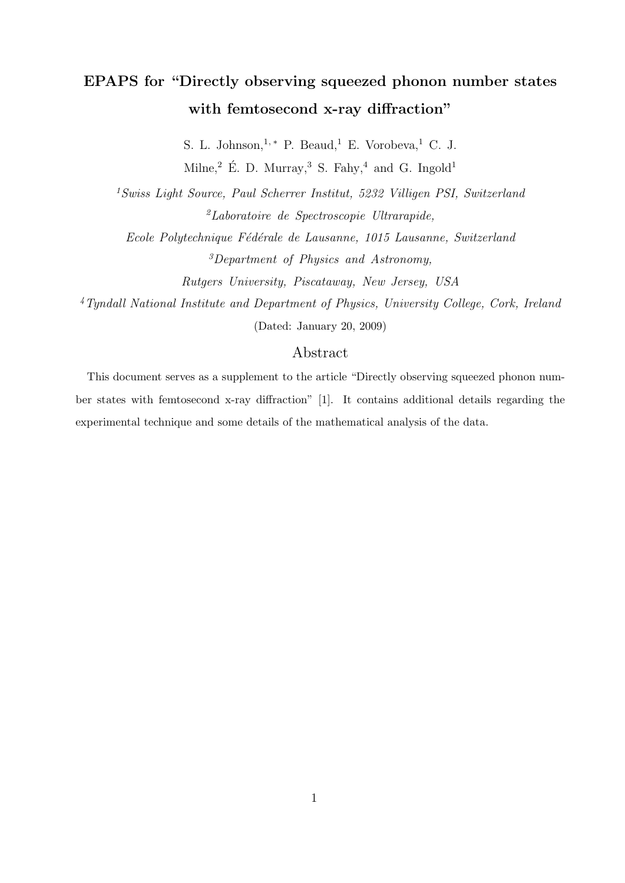# EPAPS for "Directly observing squeezed phonon number states with femtosecond x-ray diffraction"

S. L. Johnson,[1,*] P. Beaud,[1] E. Vorobeva,[1] C. J. Milne,[2] É. D. Murray,[3] S. Fahy,[4] and G. Ingold[1]

[1] *Swiss Light Source, Paul Scherrer Institut, 5232 Villigen PSI, Switzerland*

[2] *Laboratoire de Spectroscopie Ultrarapide, Ecole Polytechnique Fédérale de Lausanne, 1015 Lausanne, Switzerland*

[3] *Department of Physics and Astronomy, Rutgers University, Piscataway, New Jersey, USA*

[4] *Tyndall National Institute and Department of Physics, University College, Cork, Ireland*

(Dated: January 20, 2009)

## Abstract

This document serves as a supplement to the article "Directly observing squeezed phonon number states with femtosecond x-ray diffraction" [1]. It contains additional details regarding the experimental technique and some details of the mathematical analysis of the data.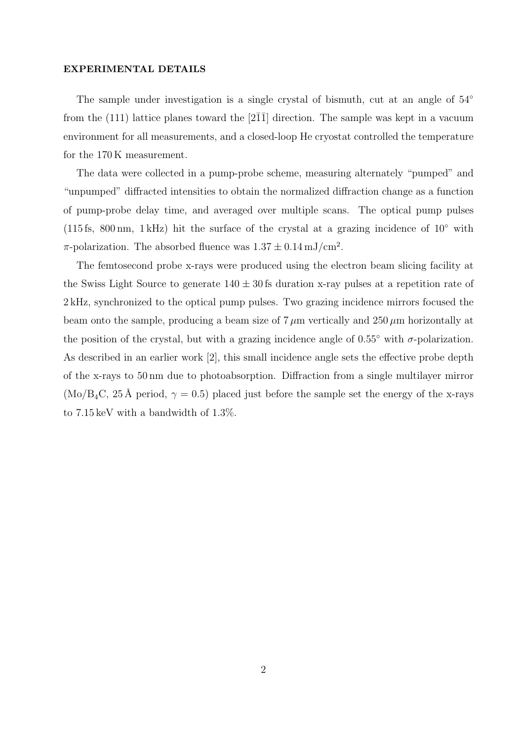#### EXPERIMENTAL DETAILS

The sample under investigation is a single crystal of bismuth, cut at an angle of 54° from the (111) lattice planes toward the $[2\bar{1}\bar{1}]$ direction. The sample was kept in a vacuum environment for all measurements, and a closed-loop He cryostat controlled the temperature for the 170 K measurement.

The data were collected in a pump-probe scheme, measuring alternately "pumped" and "unpumped" diffracted intensities to obtain the normalized diffraction change as a function of pump-probe delay time, and averaged over multiple scans. The optical pump pulses (115 fs, 800 nm, 1 kHz) hit the surface of the crystal at a grazing incidence of 10° with $\pi$-polarization. The absorbed fluence was $1.37 \pm 0.14\,\mathrm{mJ/cm^2}$.

The femtosecond probe x-rays were produced using the electron beam slicing facility at the Swiss Light Source to generate $140 \pm 30$ fs duration x-ray pulses at a repetition rate of 2 kHz, synchronized to the optical pump pulses. Two grazing incidence mirrors focused the beam onto the sample, producing a beam size of 7 $\mu$m vertically and 250 $\mu$m horizontally at the position of the crystal, but with a grazing incidence angle of 0.55° with $\sigma$-polarization. As described in an earlier work [2], this small incidence angle sets the effective probe depth of the x-rays to 50 nm due to photoabsorption. Diffraction from a single multilayer mirror ($Mo/B_4C$, 25 Å period, $\gamma = 0.5$) placed just before the sample set the energy of the x-rays to 7.15 keV with a bandwidth of 1.3%.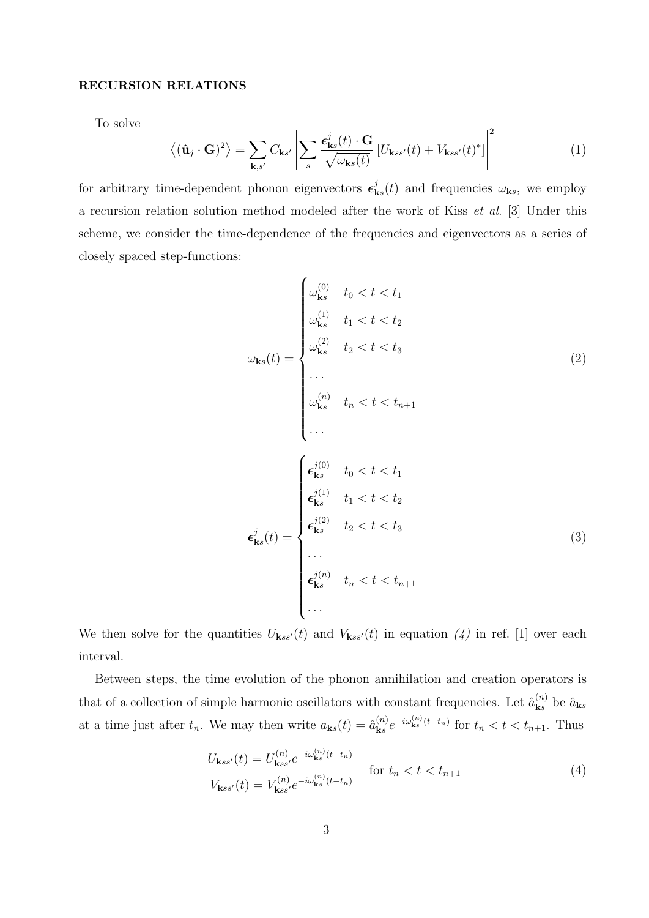**RECURSION RELATIONS**

To solve

$$\left\langle (\hat{\mathbf{u}}_j \cdot \mathbf{G})^2 \right\rangle = \sum_{\mathbf{k},s'} C_{\mathbf{k}s'} \left| \sum_s \frac{\boldsymbol{\epsilon}^j_{\mathbf{k}s}(t) \cdot \mathbf{G}}{\sqrt{\omega_{\mathbf{k}s}(t)}} \left[ U_{\mathbf{k}ss'}(t) + V_{\mathbf{k}ss'}(t)^* \right] \right|^2 \tag{1}$$

for arbitrary time-dependent phonon eigenvectors $\boldsymbol{\epsilon}^j_{\mathbf{k}s}(t)$ and frequencies $\omega_{\mathbf{k}s}$, we employ a recursion relation solution method modeled after the work of Kiss *et al.* [3] Under this scheme, we consider the time-dependence of the frequencies and eigenvectors as a series of closely spaced step-functions:

$$\omega_{\mathbf{k}s}(t) = \begin{cases} \omega^{(0)}_{\mathbf{k}s} & t_0 < t < t_1 \\ \omega^{(1)}_{\mathbf{k}s} & t_1 < t < t_2 \\ \omega^{(2)}_{\mathbf{k}s} & t_2 < t < t_3 \\ \ldots & \\ \omega^{(n)}_{\mathbf{k}s} & t_n < t < t_{n+1} \\ \ldots & \end{cases} \tag{2}$$

$$\boldsymbol{\epsilon}^j_{\mathbf{k}s}(t) = \begin{cases} \boldsymbol{\epsilon}^{j(0)}_{\mathbf{k}s} & t_0 < t < t_1 \\ \boldsymbol{\epsilon}^{j(1)}_{\mathbf{k}s} & t_1 < t < t_2 \\ \boldsymbol{\epsilon}^{j(2)}_{\mathbf{k}s} & t_2 < t < t_3 \\ \ldots & \\ \boldsymbol{\epsilon}^{j(n)}_{\mathbf{k}s} & t_n < t < t_{n+1} \\ \ldots & \end{cases} \tag{3}$$

We then solve for the quantities $U_{\mathbf{k}ss'}(t)$ and $V_{\mathbf{k}ss'}(t)$ in equation *(4)* in ref. [1] over each interval.

Between steps, the time evolution of the phonon annihilation and creation operators is that of a collection of simple harmonic oscillators with constant frequencies. Let $\hat{a}^{(n)}_{\mathbf{k}s}$ be $\hat{a}_{\mathbf{k}s}$ at a time just after $t_n$. We may then write $a_{\mathbf{k}s}(t) = \hat{a}^{(n)}_{\mathbf{k}s} e^{-i\omega^{(n)}_{\mathbf{k}s}(t-t_n)}$ for $t_n < t < t_{n+1}$. Thus

$$\begin{aligned} U_{\mathbf{k}ss'}(t) &= U^{(n)}_{\mathbf{k}ss'} e^{-i\omega^{(n)}_{\mathbf{k}s}(t-t_n)} \\ V_{\mathbf{k}ss'}(t) &= V^{(n)}_{\mathbf{k}ss'} e^{-i\omega^{(n)}_{\mathbf{k}s}(t-t_n)} \end{aligned} \quad \text{for } t_n < t < t_{n+1} \tag{4}$$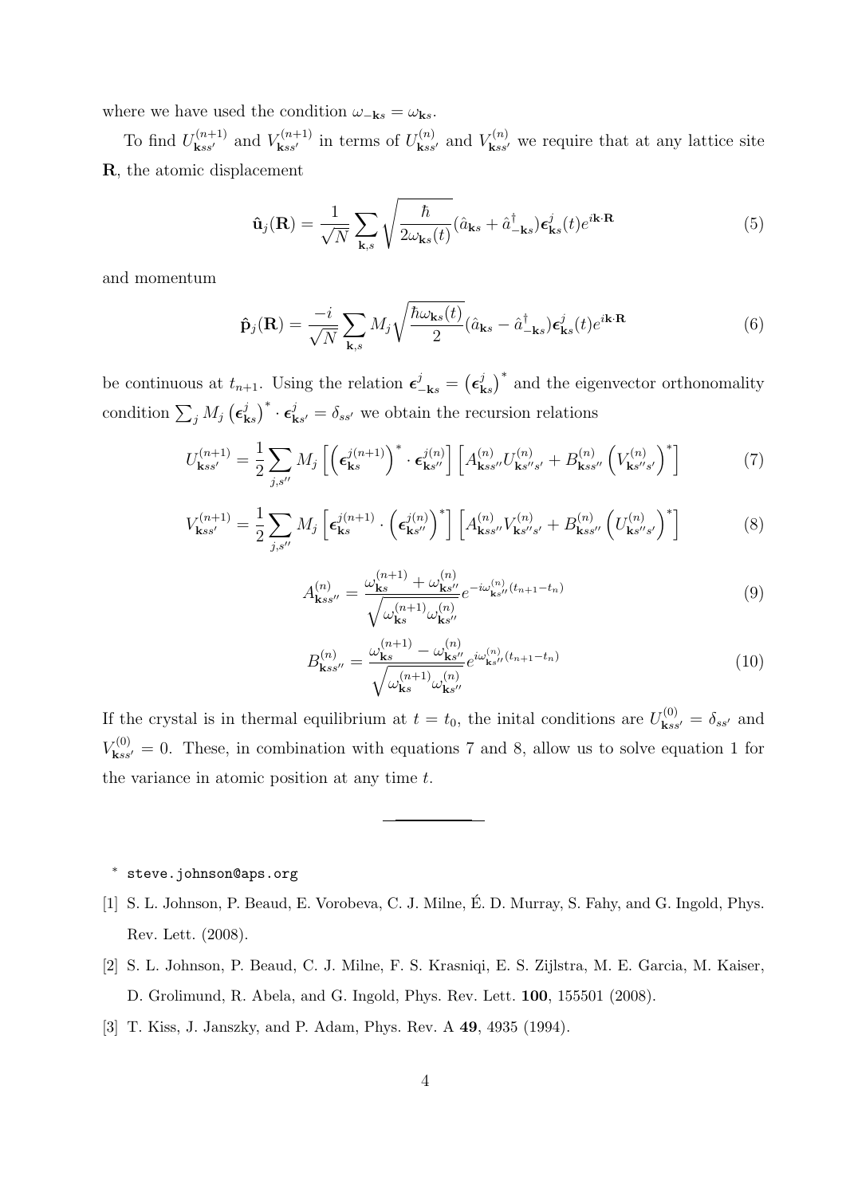where we have used the condition $\omega_{-\mathbf{k}s} = \omega_{\mathbf{k}s}$.

To find $U^{(n+1)}_{\mathbf{k}ss'}$ and $V^{(n+1)}_{\mathbf{k}ss'}$ in terms of $U^{(n)}_{\mathbf{k}ss'}$ and $V^{(n)}_{\mathbf{k}ss'}$ we require that at any lattice site $\mathbf{R}$, the atomic displacement

$$\hat{\mathbf{u}}_j(\mathbf{R}) = \frac{1}{\sqrt{N}} \sum_{\mathbf{k},s} \sqrt{\frac{\hbar}{2\omega_{\mathbf{k}s}(t)}} (\hat{a}_{\mathbf{k}s} + \hat{a}^\dagger_{-\mathbf{k}s}) \boldsymbol{\epsilon}^j_{\mathbf{k}s}(t) e^{i\mathbf{k}\cdot\mathbf{R}} \tag{5}$$

and momentum

$$\hat{\mathbf{p}}_j(\mathbf{R}) = \frac{-i}{\sqrt{N}} \sum_{\mathbf{k},s} M_j \sqrt{\frac{\hbar\omega_{\mathbf{k}s}(t)}{2}} (\hat{a}_{\mathbf{k}s} - \hat{a}^\dagger_{-\mathbf{k}s}) \boldsymbol{\epsilon}^j_{\mathbf{k}s}(t) e^{i\mathbf{k}\cdot\mathbf{R}} \tag{6}$$

be continuous at $t_{n+1}$. Using the relation $\boldsymbol{\epsilon}^j_{-\mathbf{k}s} = \left(\boldsymbol{\epsilon}^j_{\mathbf{k}s}\right)^*$ and the eigenvector orthonomality condition $\sum_j M_j \left(\boldsymbol{\epsilon}^j_{\mathbf{k}s}\right)^* \cdot \boldsymbol{\epsilon}^j_{\mathbf{k}s'} = \delta_{ss'}$ we obtain the recursion relations

$$U^{(n+1)}_{\mathbf{k}ss'} = \frac{1}{2} \sum_{j,s''} M_j \left[ \left(\boldsymbol{\epsilon}^{j(n+1)}_{\mathbf{k}s}\right)^* \cdot \boldsymbol{\epsilon}^{j(n)}_{\mathbf{k}s''} \right] \left[ A^{(n)}_{\mathbf{k}ss''} U^{(n)}_{\mathbf{k}s''s'} + B^{(n)}_{\mathbf{k}ss''} \left(V^{(n)}_{\mathbf{k}s''s'}\right)^* \right] \tag{7}$$

$$V^{(n+1)}_{\mathbf{k}ss'} = \frac{1}{2} \sum_{j,s''} M_j \left[ \boldsymbol{\epsilon}^{j(n+1)}_{\mathbf{k}s} \cdot \left(\boldsymbol{\epsilon}^{j(n)}_{\mathbf{k}s''}\right)^* \right] \left[ A^{(n)}_{\mathbf{k}ss''} V^{(n)}_{\mathbf{k}s''s'} + B^{(n)}_{\mathbf{k}ss''} \left(U^{(n)}_{\mathbf{k}s''s'}\right)^* \right] \tag{8}$$

$$A^{(n)}_{\mathbf{k}ss''} = \frac{\omega^{(n+1)}_{\mathbf{k}s} + \omega^{(n)}_{\mathbf{k}s''}}{\sqrt{\omega^{(n+1)}_{\mathbf{k}s}\omega^{(n)}_{\mathbf{k}s''}}} e^{-i\omega^{(n)}_{\mathbf{k}s''}(t_{n+1}-t_n)} \tag{9}$$

$$B^{(n)}_{\mathbf{k}ss''} = \frac{\omega^{(n+1)}_{\mathbf{k}s} - \omega^{(n)}_{\mathbf{k}s''}}{\sqrt{\omega^{(n+1)}_{\mathbf{k}s}\omega^{(n)}_{\mathbf{k}s''}}} e^{i\omega^{(n)}_{\mathbf{k}s''}(t_{n+1}-t_n)} \tag{10}$$

If the crystal is in thermal equilibrium at $t = t_0$, the inital conditions are $U^{(0)}_{\mathbf{k}ss'} = \delta_{ss'}$ and $V^{(0)}_{\mathbf{k}ss'} = 0$. These, in combination with equations 7 and 8, allow us to solve equation 1 for the variance in atomic position at any time $t$.

---

[*] steve.johnson@aps.org

[1] S. L. Johnson, P. Beaud, E. Vorobeva, C. J. Milne, É. D. Murray, S. Fahy, and G. Ingold, Phys. Rev. Lett. (2008).

[2] S. L. Johnson, P. Beaud, C. J. Milne, F. S. Krasniqi, E. S. Zijlstra, M. E. Garcia, M. Kaiser, D. Grolimund, R. Abela, and G. Ingold, Phys. Rev. Lett. **100**, 155501 (2008).

[3] T. Kiss, J. Janszky, and P. Adam, Phys. Rev. A **49**, 4935 (1994).